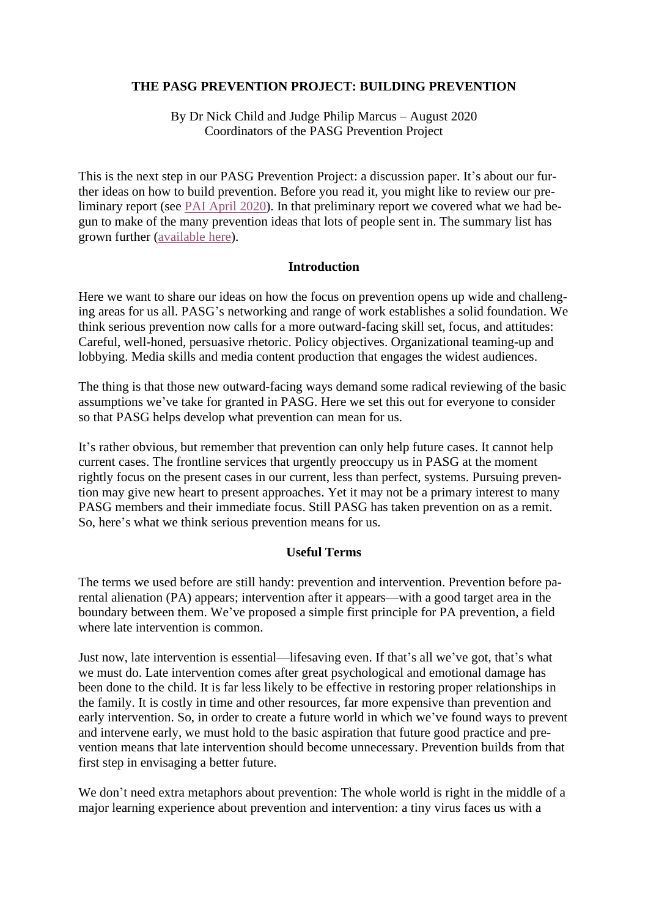**THE PASG PREVENTION PROJECT: BUILDING PREVENTION**

By Dr Nick Child and Judge Philip Marcus – August 2020
Coordinators of the PASG Prevention Project

This is the next step in our PASG Prevention Project: a discussion paper. It's about our further ideas on how to build prevention. Before you read it, you might like to review our preliminary report (see PAI April 2020). In that preliminary report we covered what we had begun to make of the many prevention ideas that lots of people sent in. The summary list has grown further (available here).

## Introduction

Here we want to share our ideas on how the focus on prevention opens up wide and challenging areas for us all. PASG's networking and range of work establishes a solid foundation. We think serious prevention now calls for a more outward-facing skill set, focus, and attitudes: Careful, well-honed, persuasive rhetoric. Policy objectives. Organizational teaming-up and lobbying. Media skills and media content production that engages the widest audiences.

The thing is that those new outward-facing ways demand some radical reviewing of the basic assumptions we've take for granted in PASG. Here we set this out for everyone to consider so that PASG helps develop what prevention can mean for us.

It's rather obvious, but remember that prevention can only help future cases. It cannot help current cases. The frontline services that urgently preoccupy us in PASG at the moment rightly focus on the present cases in our current, less than perfect, systems. Pursuing prevention may give new heart to present approaches. Yet it may not be a primary interest to many PASG members and their immediate focus. Still PASG has taken prevention on as a remit. So, here's what we think serious prevention means for us.

## Useful Terms

The terms we used before are still handy: prevention and intervention. Prevention before parental alienation (PA) appears; intervention after it appears—with a good target area in the boundary between them. We've proposed a simple first principle for PA prevention, a field where late intervention is common.

Just now, late intervention is essential—lifesaving even. If that's all we've got, that's what we must do. Late intervention comes after great psychological and emotional damage has been done to the child. It is far less likely to be effective in restoring proper relationships in the family. It is costly in time and other resources, far more expensive than prevention and early intervention. So, in order to create a future world in which we've found ways to prevent and intervene early, we must hold to the basic aspiration that future good practice and prevention means that late intervention should become unnecessary. Prevention builds from that first step in envisaging a better future.

We don't need extra metaphors about prevention: The whole world is right in the middle of a major learning experience about prevention and intervention: a tiny virus faces us with a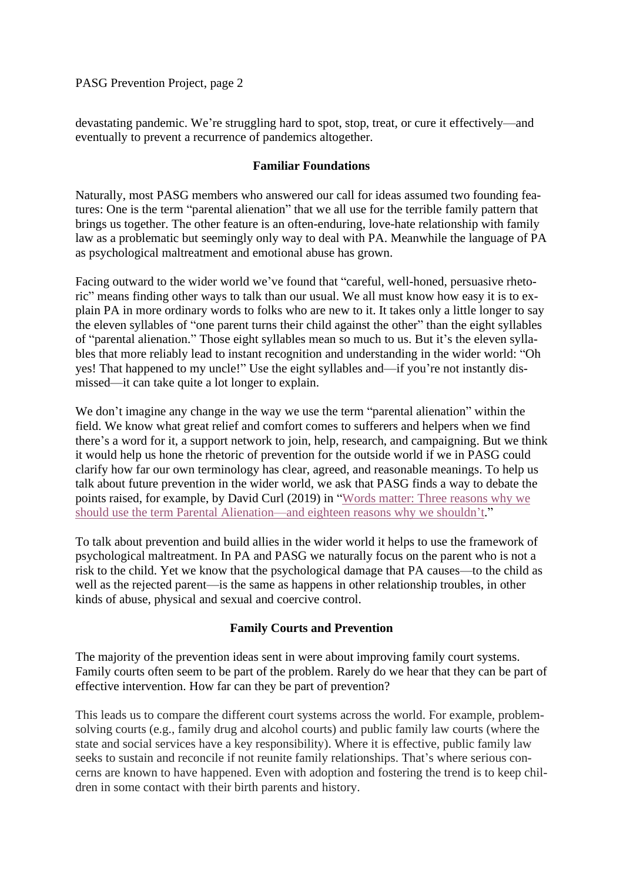devastating pandemic. We're struggling hard to spot, stop, treat, or cure it effectively—and eventually to prevent a recurrence of pandemics altogether.

## Familiar Foundations

Naturally, most PASG members who answered our call for ideas assumed two founding features: One is the term "parental alienation" that we all use for the terrible family pattern that brings us together. The other feature is an often-enduring, love-hate relationship with family law as a problematic but seemingly only way to deal with PA. Meanwhile the language of PA as psychological maltreatment and emotional abuse has grown.

Facing outward to the wider world we've found that "careful, well-honed, persuasive rhetoric" means finding other ways to talk than our usual. We all must know how easy it is to explain PA in more ordinary words to folks who are new to it. It takes only a little longer to say the eleven syllables of "one parent turns their child against the other" than the eight syllables of "parental alienation." Those eight syllables mean so much to us. But it's the eleven syllables that more reliably lead to instant recognition and understanding in the wider world: "Oh yes! That happened to my uncle!" Use the eight syllables and—if you're not instantly dismissed—it can take quite a lot longer to explain.

We don't imagine any change in the way we use the term "parental alienation" within the field. We know what great relief and comfort comes to sufferers and helpers when we find there's a word for it, a support network to join, help, research, and campaigning. But we think it would help us hone the rhetoric of prevention for the outside world if we in PASG could clarify how far our own terminology has clear, agreed, and reasonable meanings. To help us talk about future prevention in the wider world, we ask that PASG finds a way to debate the points raised, for example, by David Curl (2019) in "Words matter: Three reasons why we should use the term Parental Alienation—and eighteen reasons why we shouldn't."

To talk about prevention and build allies in the wider world it helps to use the framework of psychological maltreatment. In PA and PASG we naturally focus on the parent who is not a risk to the child. Yet we know that the psychological damage that PA causes—to the child as well as the rejected parent—is the same as happens in other relationship troubles, in other kinds of abuse, physical and sexual and coercive control.

## Family Courts and Prevention

The majority of the prevention ideas sent in were about improving family court systems. Family courts often seem to be part of the problem. Rarely do we hear that they can be part of effective intervention. How far can they be part of prevention?

This leads us to compare the different court systems across the world. For example, problem-solving courts (e.g., family drug and alcohol courts) and public family law courts (where the state and social services have a key responsibility). Where it is effective, public family law seeks to sustain and reconcile if not reunite family relationships. That's where serious concerns are known to have happened. Even with adoption and fostering the trend is to keep children in some contact with their birth parents and history.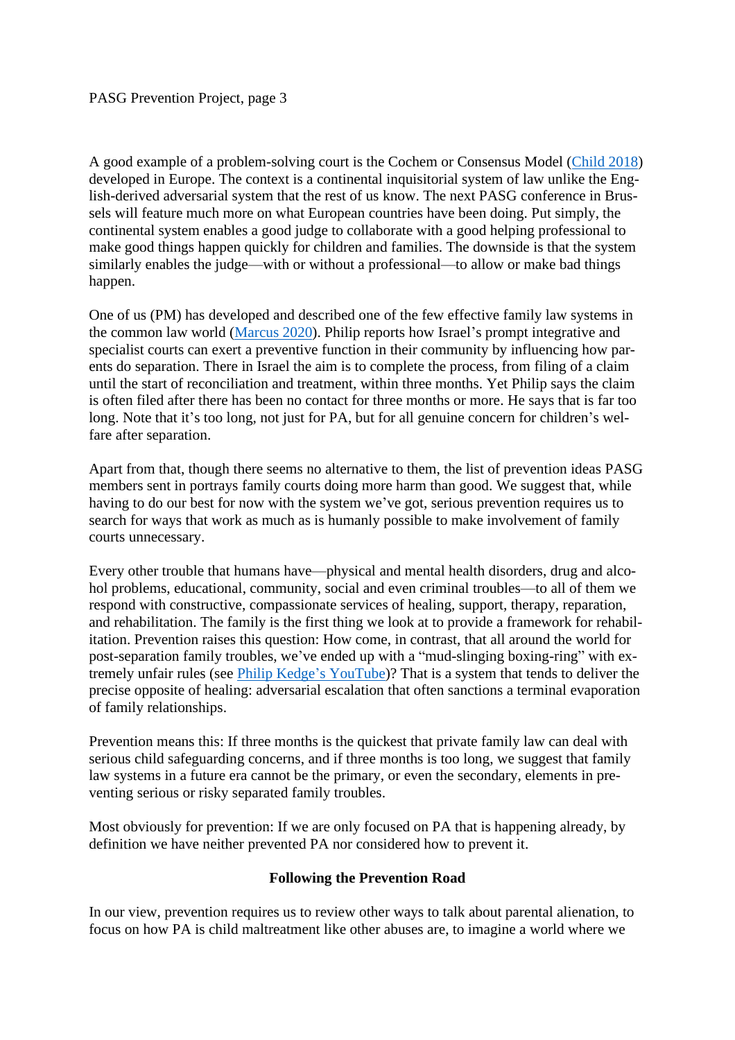A good example of a problem-solving court is the Cochem or Consensus Model (Child 2018) developed in Europe. The context is a continental inquisitorial system of law unlike the English-derived adversarial system that the rest of us know. The next PASG conference in Brussels will feature much more on what European countries have been doing. Put simply, the continental system enables a good judge to collaborate with a good helping professional to make good things happen quickly for children and families. The downside is that the system similarly enables the judge—with or without a professional—to allow or make bad things happen.

One of us (PM) has developed and described one of the few effective family law systems in the common law world (Marcus 2020). Philip reports how Israel's prompt integrative and specialist courts can exert a preventive function in their community by influencing how parents do separation. There in Israel the aim is to complete the process, from filing of a claim until the start of reconciliation and treatment, within three months. Yet Philip says the claim is often filed after there has been no contact for three months or more. He says that is far too long. Note that it's too long, not just for PA, but for all genuine concern for children's welfare after separation.

Apart from that, though there seems no alternative to them, the list of prevention ideas PASG members sent in portrays family courts doing more harm than good. We suggest that, while having to do our best for now with the system we've got, serious prevention requires us to search for ways that work as much as is humanly possible to make involvement of family courts unnecessary.

Every other trouble that humans have—physical and mental health disorders, drug and alcohol problems, educational, community, social and even criminal troubles—to all of them we respond with constructive, compassionate services of healing, support, therapy, reparation, and rehabilitation. The family is the first thing we look at to provide a framework for rehabilitation. Prevention raises this question: How come, in contrast, that all around the world for post-separation family troubles, we've ended up with a "mud-slinging boxing-ring" with extremely unfair rules (see Philip Kedge's YouTube)? That is a system that tends to deliver the precise opposite of healing: adversarial escalation that often sanctions a terminal evaporation of family relationships.

Prevention means this: If three months is the quickest that private family law can deal with serious child safeguarding concerns, and if three months is too long, we suggest that family law systems in a future era cannot be the primary, or even the secondary, elements in preventing serious or risky separated family troubles.

Most obviously for prevention: If we are only focused on PA that is happening already, by definition we have neither prevented PA nor considered how to prevent it.

## Following the Prevention Road

In our view, prevention requires us to review other ways to talk about parental alienation, to focus on how PA is child maltreatment like other abuses are, to imagine a world where we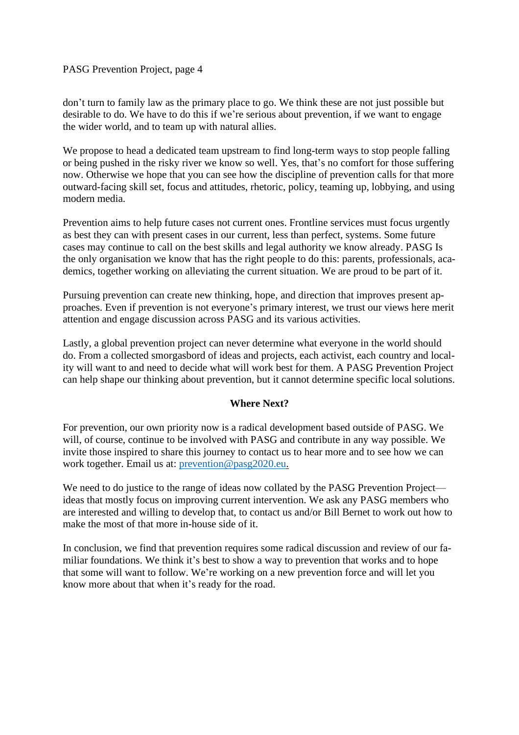don't turn to family law as the primary place to go. We think these are not just possible but desirable to do. We have to do this if we're serious about prevention, if we want to engage the wider world, and to team up with natural allies.

We propose to head a dedicated team upstream to find long-term ways to stop people falling or being pushed in the risky river we know so well. Yes, that's no comfort for those suffering now. Otherwise we hope that you can see how the discipline of prevention calls for that more outward-facing skill set, focus and attitudes, rhetoric, policy, teaming up, lobbying, and using modern media.

Prevention aims to help future cases not current ones. Frontline services must focus urgently as best they can with present cases in our current, less than perfect, systems. Some future cases may continue to call on the best skills and legal authority we know already. PASG Is the only organisation we know that has the right people to do this: parents, professionals, academics, together working on alleviating the current situation. We are proud to be part of it.

Pursuing prevention can create new thinking, hope, and direction that improves present approaches. Even if prevention is not everyone's primary interest, we trust our views here merit attention and engage discussion across PASG and its various activities.

Lastly, a global prevention project can never determine what everyone in the world should do. From a collected smorgasbord of ideas and projects, each activist, each country and locality will want to and need to decide what will work best for them. A PASG Prevention Project can help shape our thinking about prevention, but it cannot determine specific local solutions.

## Where Next?

For prevention, our own priority now is a radical development based outside of PASG. We will, of course, continue to be involved with PASG and contribute in any way possible. We invite those inspired to share this journey to contact us to hear more and to see how we can work together. Email us at: prevention@pasg2020.eu.

We need to do justice to the range of ideas now collated by the PASG Prevention Project—ideas that mostly focus on improving current intervention. We ask any PASG members who are interested and willing to develop that, to contact us and/or Bill Bernet to work out how to make the most of that more in-house side of it.

In conclusion, we find that prevention requires some radical discussion and review of our familiar foundations. We think it's best to show a way to prevention that works and to hope that some will want to follow. We're working on a new prevention force and will let you know more about that when it's ready for the road.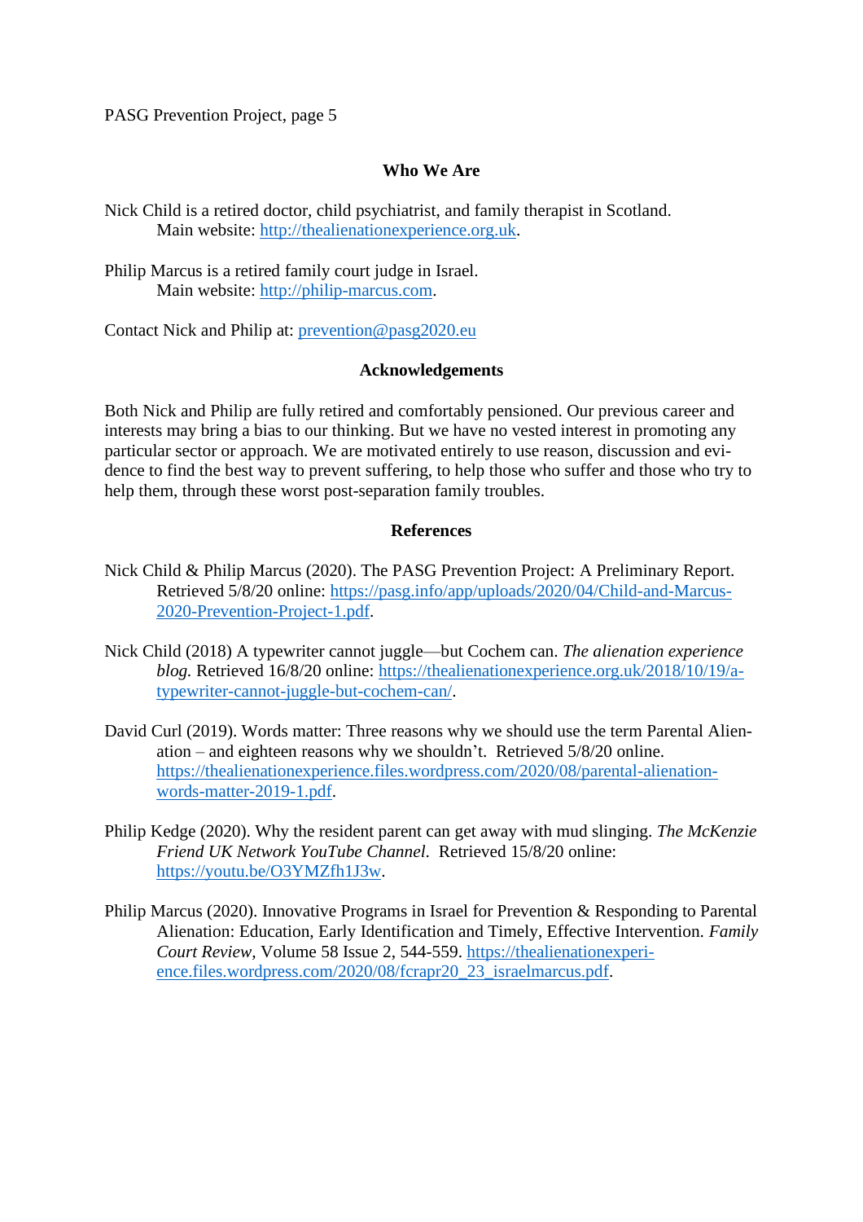## Who We Are

Nick Child is a retired doctor, child psychiatrist, and family therapist in Scotland.
Main website: http://thealienationexperience.org.uk.

Philip Marcus is a retired family court judge in Israel.
Main website: http://philip-marcus.com.

Contact Nick and Philip at: prevention@pasg2020.eu

## Acknowledgements

Both Nick and Philip are fully retired and comfortably pensioned. Our previous career and interests may bring a bias to our thinking. But we have no vested interest in promoting any particular sector or approach. We are motivated entirely to use reason, discussion and evidence to find the best way to prevent suffering, to help those who suffer and those who try to help them, through these worst post-separation family troubles.

## References

Nick Child & Philip Marcus (2020). The PASG Prevention Project: A Preliminary Report. Retrieved 5/8/20 online: https://pasg.info/app/uploads/2020/04/Child-and-Marcus-2020-Prevention-Project-1.pdf.

Nick Child (2018) A typewriter cannot juggle—but Cochem can. *The alienation experience blog.* Retrieved 16/8/20 online: https://thealienationexperience.org.uk/2018/10/19/a-typewriter-cannot-juggle-but-cochem-can/.

David Curl (2019). Words matter: Three reasons why we should use the term Parental Alienation – and eighteen reasons why we shouldn't. Retrieved 5/8/20 online. https://thealienationexperience.files.wordpress.com/2020/08/parental-alienation-words-matter-2019-1.pdf.

Philip Kedge (2020). Why the resident parent can get away with mud slinging. *The McKenzie Friend UK Network YouTube Channel*. Retrieved 15/8/20 online: https://youtu.be/O3YMZfh1J3w.

Philip Marcus (2020). Innovative Programs in Israel for Prevention & Responding to Parental Alienation: Education, Early Identification and Timely, Effective Intervention. *Family Court Review*, Volume 58 Issue 2, 544-559. https://thealienationexperience.files.wordpress.com/2020/08/fcrapr20_23_israelmarcus.pdf.